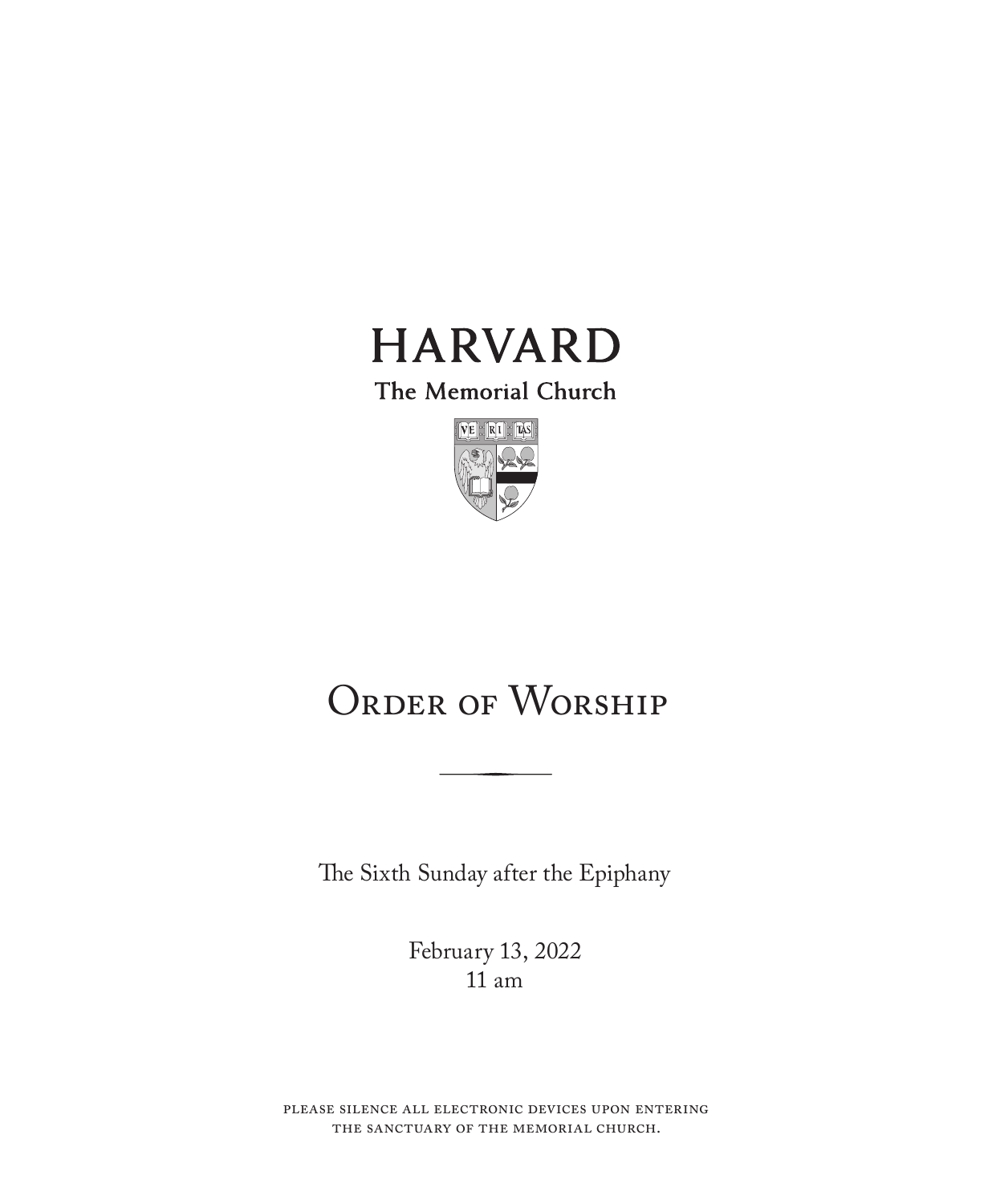# HARVARD

The Memorial Church

# Order of Worship

The Sixth Sunday after the Epiphany

February 13, 2022
11 am

please silence all electronic devices upon entering the sanctuary of the memorial church.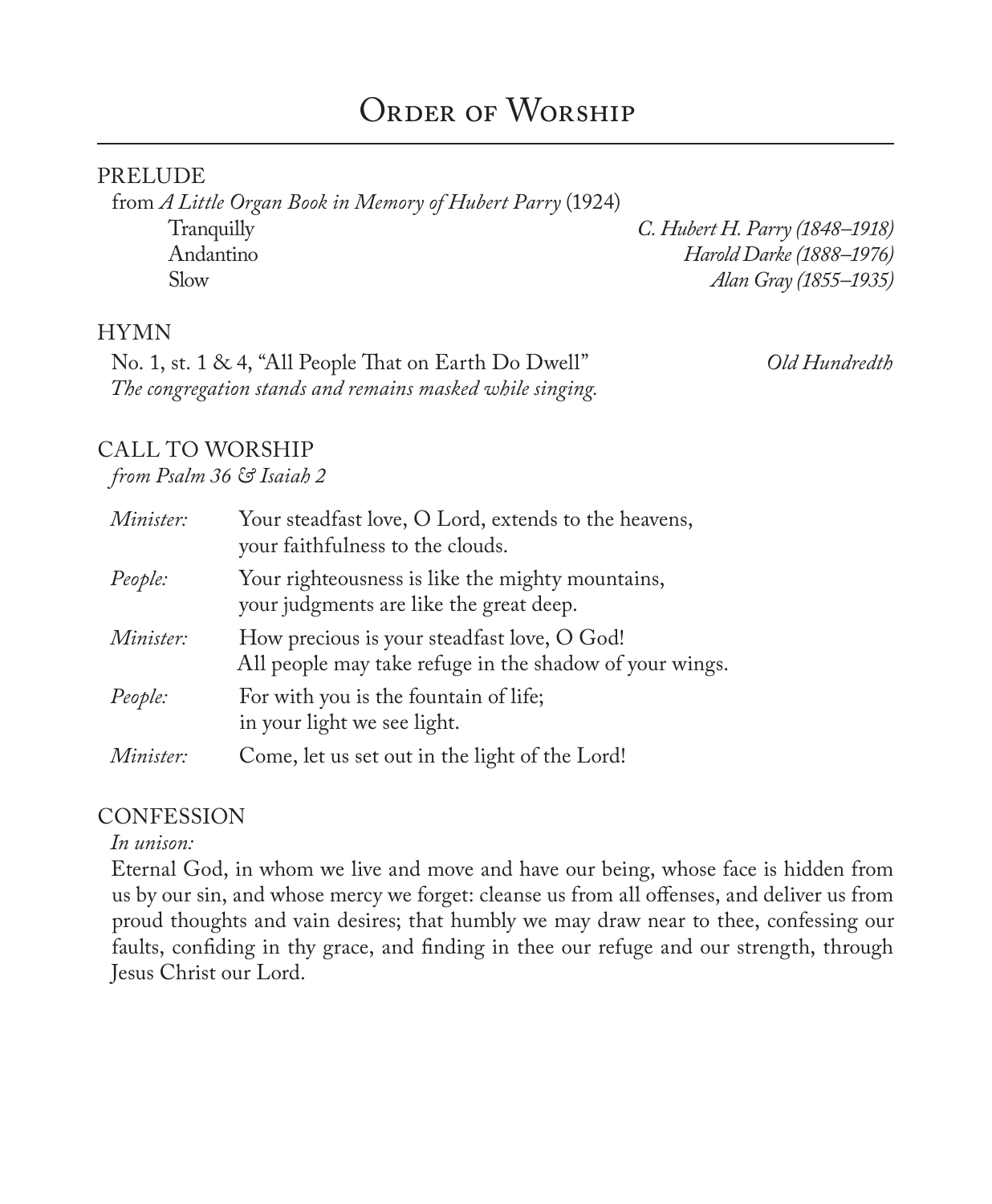# Order of Worship

## PRELUDE

from *A Little Organ Book in Memory of Hubert Parry* (1924)

Tranquilly — *C. Hubert H. Parry (1848–1918)*
Andantino — *Harold Darke (1888–1976)*
Slow — *Alan Gray (1855–1935)*

## HYMN

No. 1, st. 1 & 4, "All People That on Earth Do Dwell" — *Old Hundredth*
*The congregation stands and remains masked while singing.*

## CALL TO WORSHIP

*from Psalm 36 & Isaiah 2*

| | |
|---|---|
| *Minister:* | Your steadfast love, O Lord, extends to the heavens, your faithfulness to the clouds. |
| *People:* | Your righteousness is like the mighty mountains, your judgments are like the great deep. |
| *Minister:* | How precious is your steadfast love, O God! All people may take refuge in the shadow of your wings. |
| *People:* | For with you is the fountain of life; in your light we see light. |
| *Minister:* | Come, let us set out in the light of the Lord! |

## CONFESSION

*In unison:*

Eternal God, in whom we live and move and have our being, whose face is hidden from us by our sin, and whose mercy we forget: cleanse us from all offenses, and deliver us from proud thoughts and vain desires; that humbly we may draw near to thee, confessing our faults, confiding in thy grace, and finding in thee our refuge and our strength, through Jesus Christ our Lord.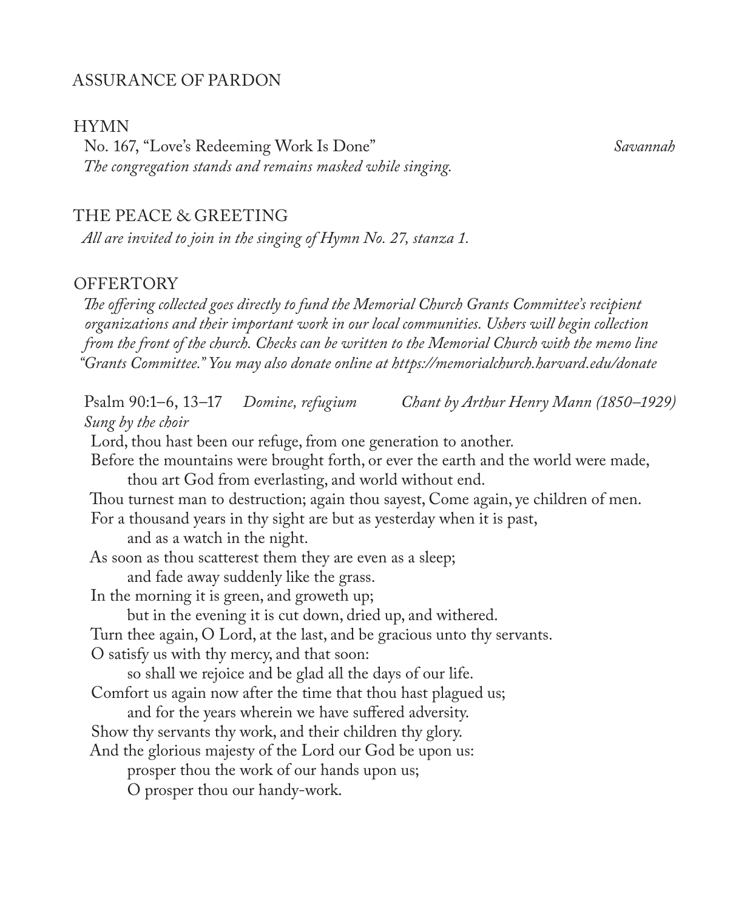## ASSURANCE OF PARDON

## HYMN

No. 167, "Love's Redeeming Work Is Done" *Savannah*

*The congregation stands and remains masked while singing.*

## THE PEACE & GREETING

*All are invited to join in the singing of Hymn No. 27, stanza 1.*

## OFFERTORY

*The offering collected goes directly to fund the Memorial Church Grants Committee's recipient organizations and their important work in our local communities. Ushers will begin collection from the front of the church. Checks can be written to the Memorial Church with the memo line "Grants Committee." You may also donate online at https://memorialchurch.harvard.edu/donate*

Psalm 90:1–6, 13–17 *Domine, refugium* *Chant by Arthur Henry Mann (1850–1929)*

*Sung by the choir*

Lord, thou hast been our refuge, from one generation to another.
Before the mountains were brought forth, or ever the earth and the world were made,
  thou art God from everlasting, and world without end.
Thou turnest man to destruction; again thou sayest, Come again, ye children of men.
For a thousand years in thy sight are but as yesterday when it is past,
  and as a watch in the night.
As soon as thou scatterest them they are even as a sleep;
  and fade away suddenly like the grass.
In the morning it is green, and groweth up;
  but in the evening it is cut down, dried up, and withered.
Turn thee again, O Lord, at the last, and be gracious unto thy servants.
O satisfy us with thy mercy, and that soon:
  so shall we rejoice and be glad all the days of our life.
Comfort us again now after the time that thou hast plagued us;
  and for the years wherein we have suffered adversity.
Show thy servants thy work, and their children thy glory.
And the glorious majesty of the Lord our God be upon us:
  prosper thou the work of our hands upon us;
  O prosper thou our handy-work.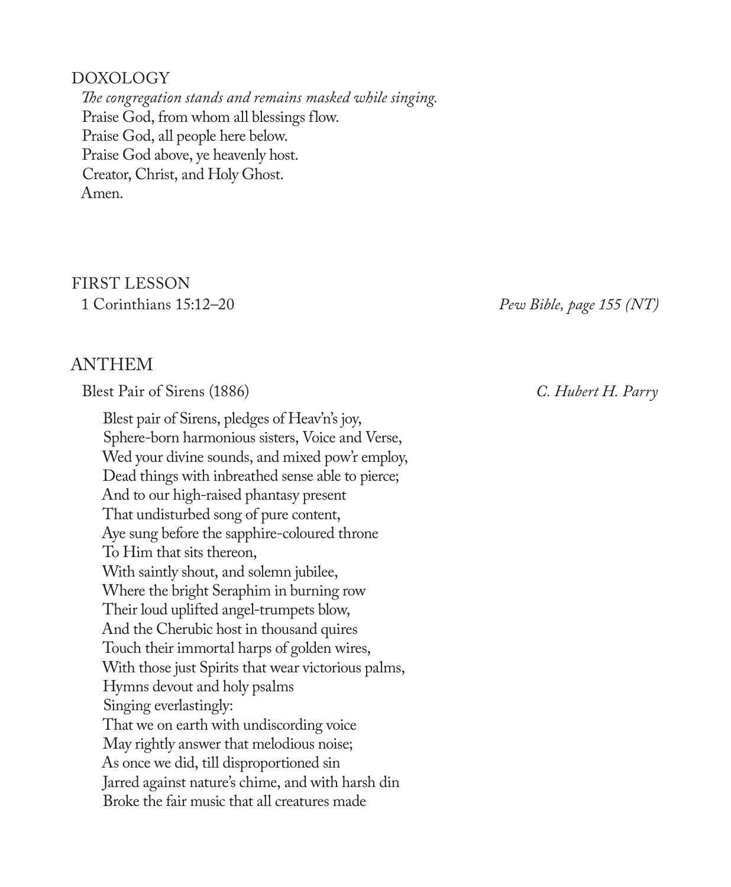## DOXOLOGY

*The congregation stands and remains masked while singing.*

Praise God, from whom all blessings flow.
Praise God, all people here below.
Praise God above, ye heavenly host.
Creator, Christ, and Holy Ghost.
Amen.

## FIRST LESSON

1 Corinthians 15:12–20 *Pew Bible, page 155 (NT)*

## ANTHEM

Blest Pair of Sirens (1886) *C. Hubert H. Parry*

Blest pair of Sirens, pledges of Heav'n's joy,
Sphere-born harmonious sisters, Voice and Verse,
Wed your divine sounds, and mixed pow'r employ,
Dead things with inbreathed sense able to pierce;
And to our high-raised phantasy present
That undisturbed song of pure content,
Aye sung before the sapphire-coloured throne
To Him that sits thereon,
With saintly shout, and solemn jubilee,
Where the bright Seraphim in burning row
Their loud uplifted angel-trumpets blow,
And the Cherubic host in thousand quires
Touch their immortal harps of golden wires,
With those just Spirits that wear victorious palms,
Hymns devout and holy psalms
Singing everlastingly:
That we on earth with undiscording voice
May rightly answer that melodious noise;
As once we did, till disproportioned sin
Jarred against nature's chime, and with harsh din
Broke the fair music that all creatures made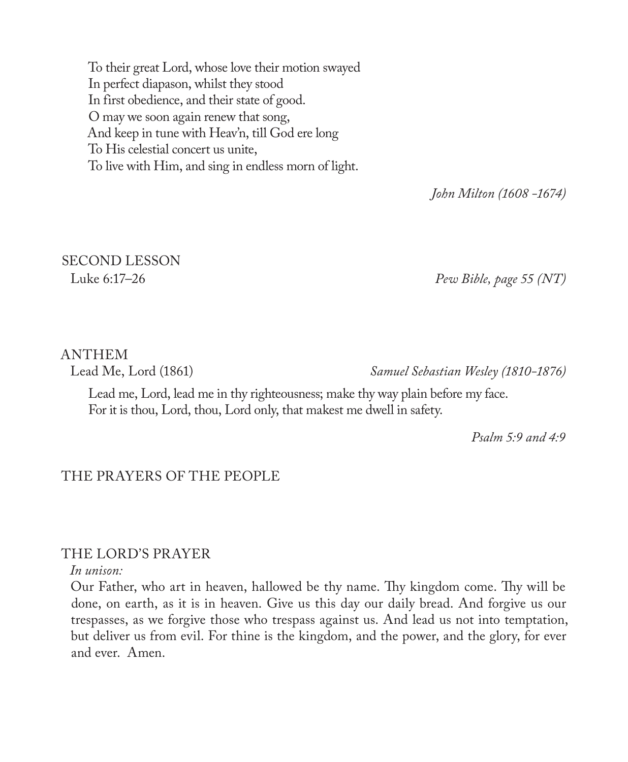To their great Lord, whose love their motion swayed  
In perfect diapason, whilst they stood  
In first obedience, and their state of good.  
O may we soon again renew that song,  
And keep in tune with Heav'n, till God ere long  
To His celestial concert us unite,  
To live with Him, and sing in endless morn of light.

*John Milton (1608 -1674)*

## SECOND LESSON

Luke 6:17–26 *Pew Bible, page 55 (NT)*

## ANTHEM

Lead Me, Lord (1861) *Samuel Sebastian Wesley (1810-1876)*

Lead me, Lord, lead me in thy righteousness; make thy way plain before my face.  
For it is thou, Lord, thou, Lord only, that makest me dwell in safety.

*Psalm 5:9 and 4:9*

## THE PRAYERS OF THE PEOPLE

## THE LORD'S PRAYER

*In unison:*

Our Father, who art in heaven, hallowed be thy name. Thy kingdom come. Thy will be done, on earth, as it is in heaven. Give us this day our daily bread. And forgive us our trespasses, as we forgive those who trespass against us. And lead us not into temptation, but deliver us from evil. For thine is the kingdom, and the power, and the glory, for ever and ever. Amen.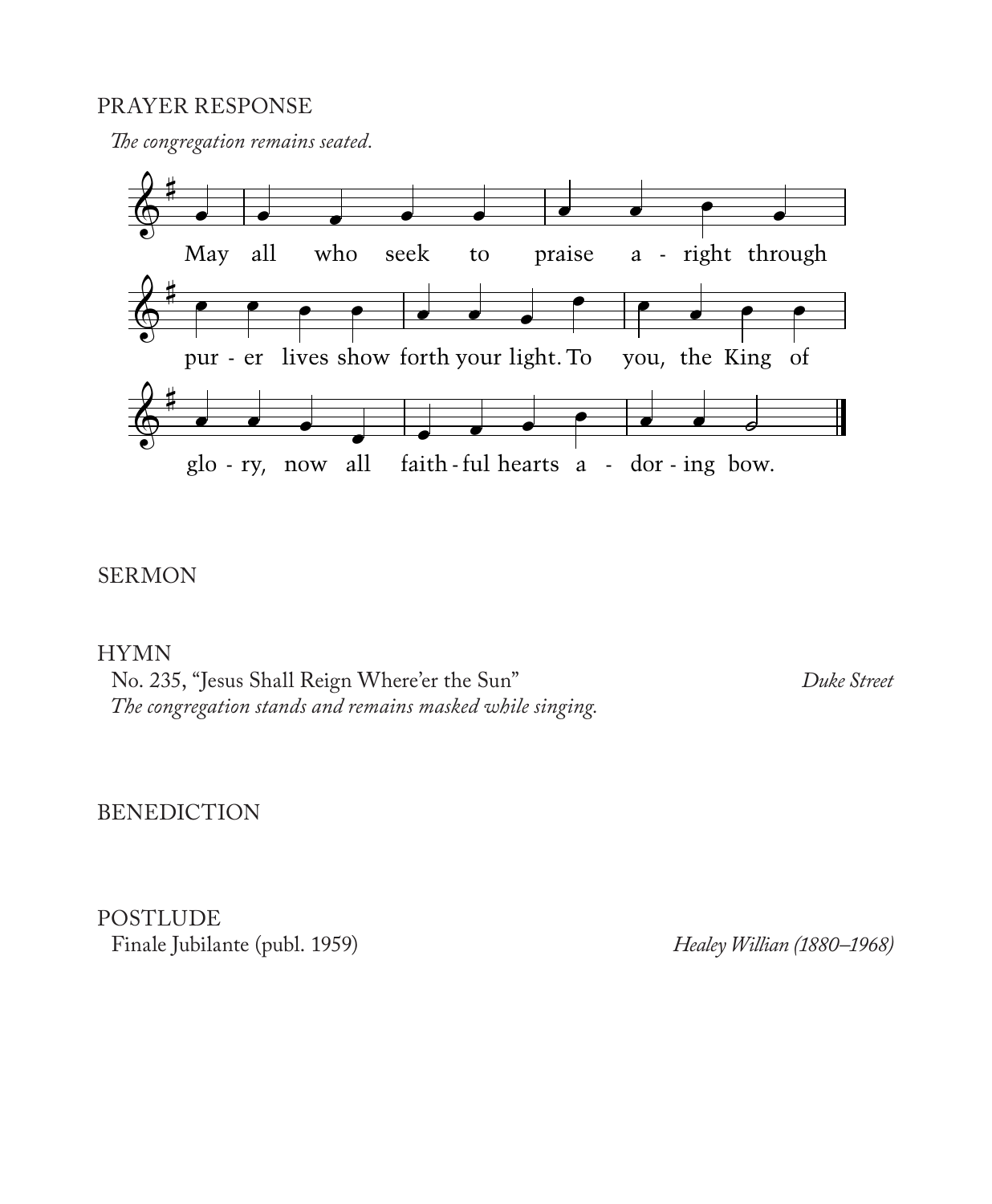PRAYER RESPONSE

*The congregation remains seated.*

May all who seek to praise a - right through pur - er lives show forth your light. To you, the King of glo - ry, now all faith - ful hearts a - dor - ing bow.

SERMON

HYMN

No. 235, "Jesus Shall Reign Where'er the Sun" *Duke Street*

*The congregation stands and remains masked while singing.*

BENEDICTION

POSTLUDE

Finale Jubilante (publ. 1959) *Healey Willian (1880–1968)*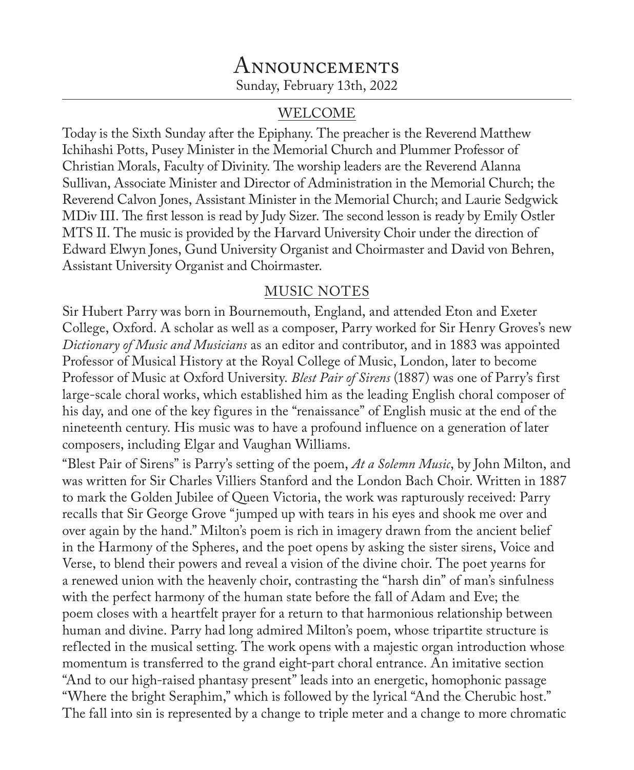# Announcements

Sunday, February 13th, 2022

## WELCOME

Today is the Sixth Sunday after the Epiphany. The preacher is the Reverend Matthew Ichihashi Potts, Pusey Minister in the Memorial Church and Plummer Professor of Christian Morals, Faculty of Divinity. The worship leaders are the Reverend Alanna Sullivan, Associate Minister and Director of Administration in the Memorial Church; the Reverend Calvon Jones, Assistant Minister in the Memorial Church; and Laurie Sedgwick MDiv III. The first lesson is read by Judy Sizer. The second lesson is ready by Emily Ostler MTS II. The music is provided by the Harvard University Choir under the direction of Edward Elwyn Jones, Gund University Organist and Choirmaster and David von Behren, Assistant University Organist and Choirmaster.

## MUSIC NOTES

Sir Hubert Parry was born in Bournemouth, England, and attended Eton and Exeter College, Oxford. A scholar as well as a composer, Parry worked for Sir Henry Groves's new *Dictionary of Music and Musicians* as an editor and contributor, and in 1883 was appointed Professor of Musical History at the Royal College of Music, London, later to become Professor of Music at Oxford University. *Blest Pair of Sirens* (1887) was one of Parry's first large-scale choral works, which established him as the leading English choral composer of his day, and one of the key figures in the "renaissance" of English music at the end of the nineteenth century. His music was to have a profound influence on a generation of later composers, including Elgar and Vaughan Williams.

"Blest Pair of Sirens" is Parry's setting of the poem, *At a Solemn Music*, by John Milton, and was written for Sir Charles Villiers Stanford and the London Bach Choir. Written in 1887 to mark the Golden Jubilee of Queen Victoria, the work was rapturously received: Parry recalls that Sir George Grove "jumped up with tears in his eyes and shook me over and over again by the hand." Milton's poem is rich in imagery drawn from the ancient belief in the Harmony of the Spheres, and the poet opens by asking the sister sirens, Voice and Verse, to blend their powers and reveal a vision of the divine choir. The poet yearns for a renewed union with the heavenly choir, contrasting the "harsh din" of man's sinfulness with the perfect harmony of the human state before the fall of Adam and Eve; the poem closes with a heartfelt prayer for a return to that harmonious relationship between human and divine. Parry had long admired Milton's poem, whose tripartite structure is reflected in the musical setting. The work opens with a majestic organ introduction whose momentum is transferred to the grand eight-part choral entrance. An imitative section "And to our high-raised phantasy present" leads into an energetic, homophonic passage "Where the bright Seraphim," which is followed by the lyrical "And the Cherubic host." The fall into sin is represented by a change to triple meter and a change to more chromatic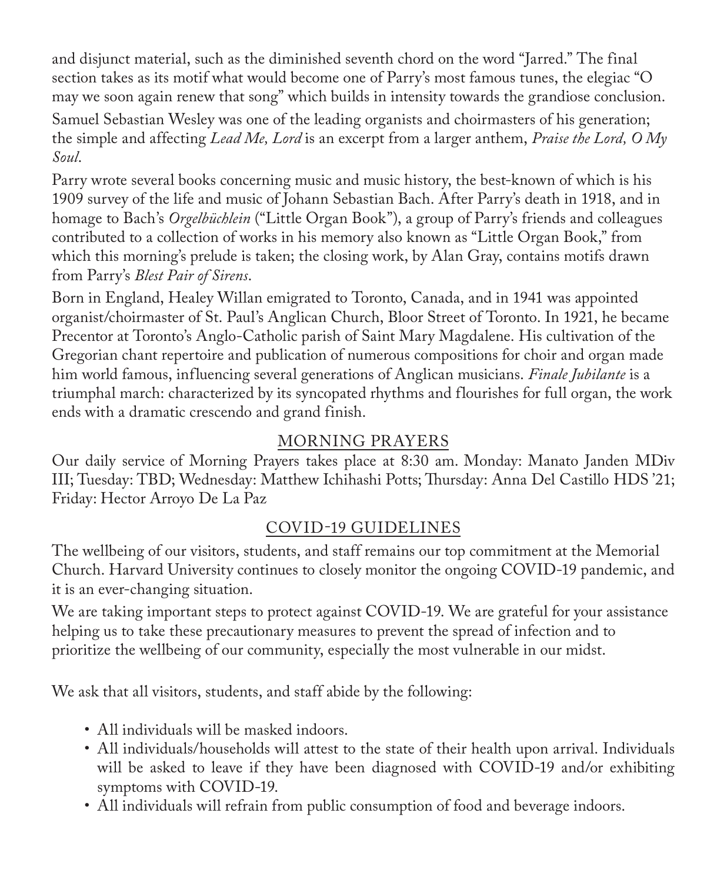and disjunct material, such as the diminished seventh chord on the word "Jarred." The final section takes as its motif what would become one of Parry's most famous tunes, the elegiac "O may we soon again renew that song" which builds in intensity towards the grandiose conclusion.

Samuel Sebastian Wesley was one of the leading organists and choirmasters of his generation; the simple and affecting *Lead Me, Lord* is an excerpt from a larger anthem, *Praise the Lord, O My Soul*.

Parry wrote several books concerning music and music history, the best-known of which is his 1909 survey of the life and music of Johann Sebastian Bach. After Parry's death in 1918, and in homage to Bach's *Orgelbüchlein* ("Little Organ Book"), a group of Parry's friends and colleagues contributed to a collection of works in his memory also known as "Little Organ Book," from which this morning's prelude is taken; the closing work, by Alan Gray, contains motifs drawn from Parry's *Blest Pair of Sirens*.

Born in England, Healey Willan emigrated to Toronto, Canada, and in 1941 was appointed organist/choirmaster of St. Paul's Anglican Church, Bloor Street of Toronto. In 1921, he became Precentor at Toronto's Anglo-Catholic parish of Saint Mary Magdalene. His cultivation of the Gregorian chant repertoire and publication of numerous compositions for choir and organ made him world famous, influencing several generations of Anglican musicians. *Finale Jubilante* is a triumphal march: characterized by its syncopated rhythms and flourishes for full organ, the work ends with a dramatic crescendo and grand finish.

## MORNING PRAYERS

Our daily service of Morning Prayers takes place at 8:30 am. Monday: Manato Janden MDiv III; Tuesday: TBD; Wednesday: Matthew Ichihashi Potts; Thursday: Anna Del Castillo HDS '21; Friday: Hector Arroyo De La Paz

## COVID-19 GUIDELINES

The wellbeing of our visitors, students, and staff remains our top commitment at the Memorial Church. Harvard University continues to closely monitor the ongoing COVID-19 pandemic, and it is an ever-changing situation.

We are taking important steps to protect against COVID-19. We are grateful for your assistance helping us to take these precautionary measures to prevent the spread of infection and to prioritize the wellbeing of our community, especially the most vulnerable in our midst.

We ask that all visitors, students, and staff abide by the following:

- All individuals will be masked indoors.
- All individuals/households will attest to the state of their health upon arrival. Individuals will be asked to leave if they have been diagnosed with COVID-19 and/or exhibiting symptoms with COVID-19.
- All individuals will refrain from public consumption of food and beverage indoors.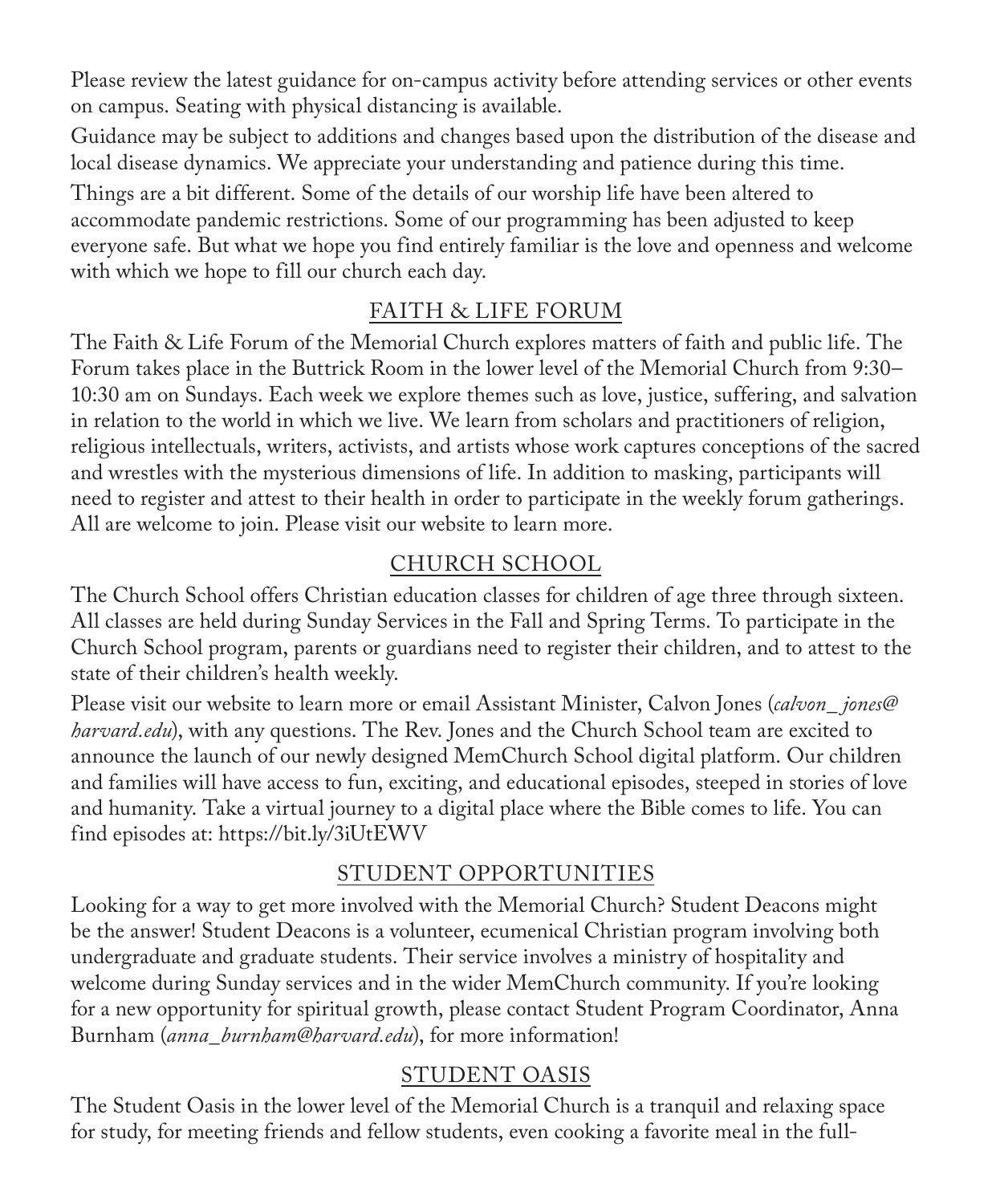Please review the latest guidance for on-campus activity before attending services or other events on campus. Seating with physical distancing is available.

Guidance may be subject to additions and changes based upon the distribution of the disease and local disease dynamics. We appreciate your understanding and patience during this time.

Things are a bit different. Some of the details of our worship life have been altered to accommodate pandemic restrictions. Some of our programming has been adjusted to keep everyone safe. But what we hope you find entirely familiar is the love and openness and welcome with which we hope to fill our church each day.

## FAITH & LIFE FORUM

The Faith & Life Forum of the Memorial Church explores matters of faith and public life. The Forum takes place in the Buttrick Room in the lower level of the Memorial Church from 9:30–10:30 am on Sundays. Each week we explore themes such as love, justice, suffering, and salvation in relation to the world in which we live. We learn from scholars and practitioners of religion, religious intellectuals, writers, activists, and artists whose work captures conceptions of the sacred and wrestles with the mysterious dimensions of life. In addition to masking, participants will need to register and attest to their health in order to participate in the weekly forum gatherings. All are welcome to join. Please visit our website to learn more.

## CHURCH SCHOOL

The Church School offers Christian education classes for children of age three through sixteen. All classes are held during Sunday Services in the Fall and Spring Terms. To participate in the Church School program, parents or guardians need to register their children, and to attest to the state of their children's health weekly.

Please visit our website to learn more or email Assistant Minister, Calvon Jones (*calvon_jones@harvard.edu*), with any questions. The Rev. Jones and the Church School team are excited to announce the launch of our newly designed MemChurch School digital platform. Our children and families will have access to fun, exciting, and educational episodes, steeped in stories of love and humanity. Take a virtual journey to a digital place where the Bible comes to life. You can find episodes at: https://bit.ly/3iUtEWV

## STUDENT OPPORTUNITIES

Looking for a way to get more involved with the Memorial Church? Student Deacons might be the answer! Student Deacons is a volunteer, ecumenical Christian program involving both undergraduate and graduate students. Their service involves a ministry of hospitality and welcome during Sunday services and in the wider MemChurch community. If you're looking for a new opportunity for spiritual growth, please contact Student Program Coordinator, Anna Burnham (*anna_burnham@harvard.edu*), for more information!

## STUDENT OASIS

The Student Oasis in the lower level of the Memorial Church is a tranquil and relaxing space for study, for meeting friends and fellow students, even cooking a favorite meal in the full-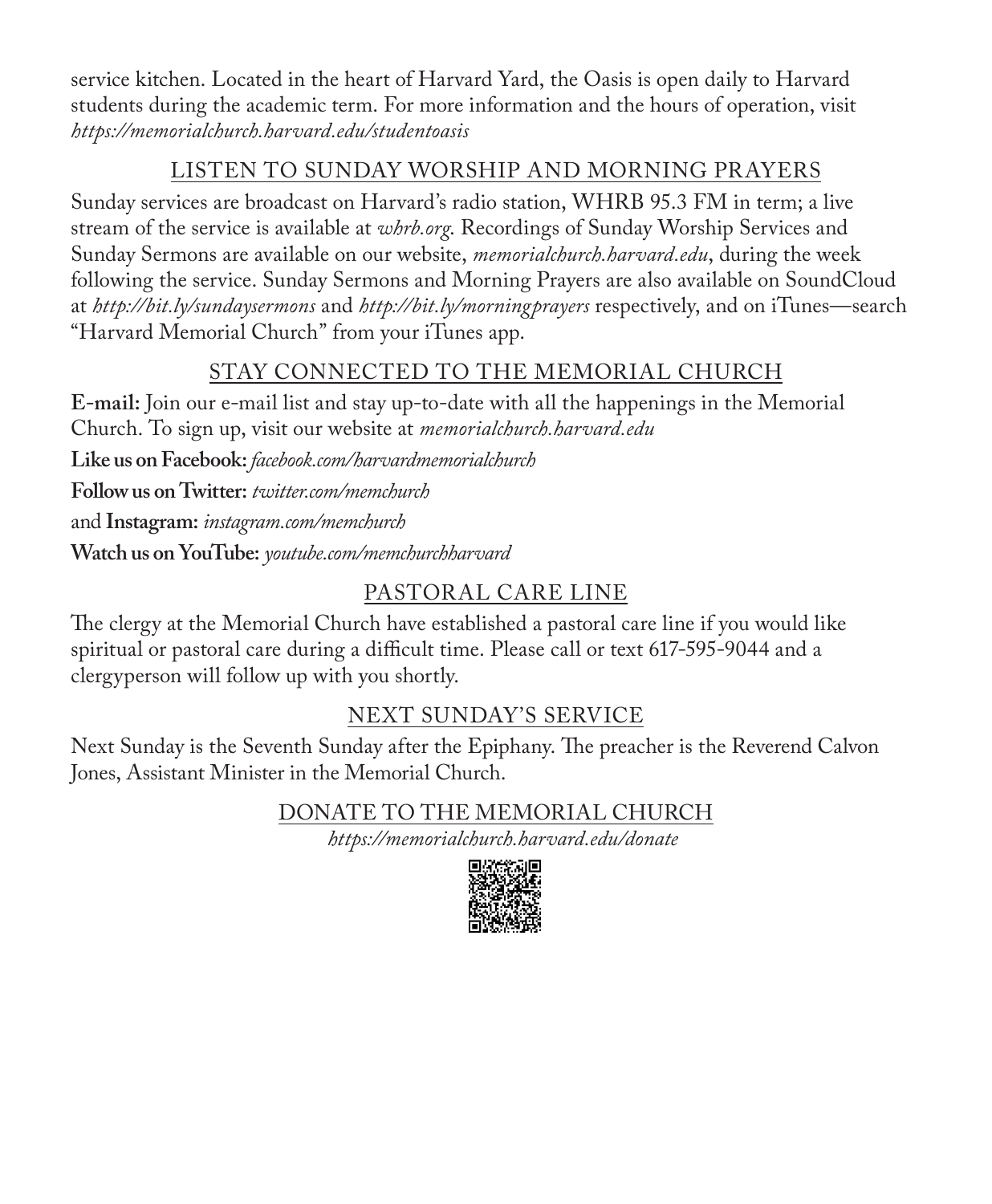service kitchen. Located in the heart of Harvard Yard, the Oasis is open daily to Harvard students during the academic term. For more information and the hours of operation, visit *https://memorialchurch.harvard.edu/studentoasis*

## LISTEN TO SUNDAY WORSHIP AND MORNING PRAYERS

Sunday services are broadcast on Harvard's radio station, WHRB 95.3 FM in term; a live stream of the service is available at *whrb.org*. Recordings of Sunday Worship Services and Sunday Sermons are available on our website, *memorialchurch.harvard.edu*, during the week following the service. Sunday Sermons and Morning Prayers are also available on SoundCloud at *http://bit.ly/sundaysermons* and *http://bit.ly/morningprayers* respectively, and on iTunes—search "Harvard Memorial Church" from your iTunes app.

## STAY CONNECTED TO THE MEMORIAL CHURCH

**E-mail:** Join our e-mail list and stay up-to-date with all the happenings in the Memorial Church. To sign up, visit our website at *memorialchurch.harvard.edu*

**Like us on Facebook:** *facebook.com/harvardmemorialchurch*

**Follow us on Twitter:** *twitter.com/memchurch*

and **Instagram:** *instagram.com/memchurch*

**Watch us on YouTube:** *youtube.com/memchurchharvard*

## PASTORAL CARE LINE

The clergy at the Memorial Church have established a pastoral care line if you would like spiritual or pastoral care during a difficult time. Please call or text 617-595-9044 and a clergyperson will follow up with you shortly.

## NEXT SUNDAY'S SERVICE

Next Sunday is the Seventh Sunday after the Epiphany. The preacher is the Reverend Calvon Jones, Assistant Minister in the Memorial Church.

## DONATE TO THE MEMORIAL CHURCH

*https://memorialchurch.harvard.edu/donate*